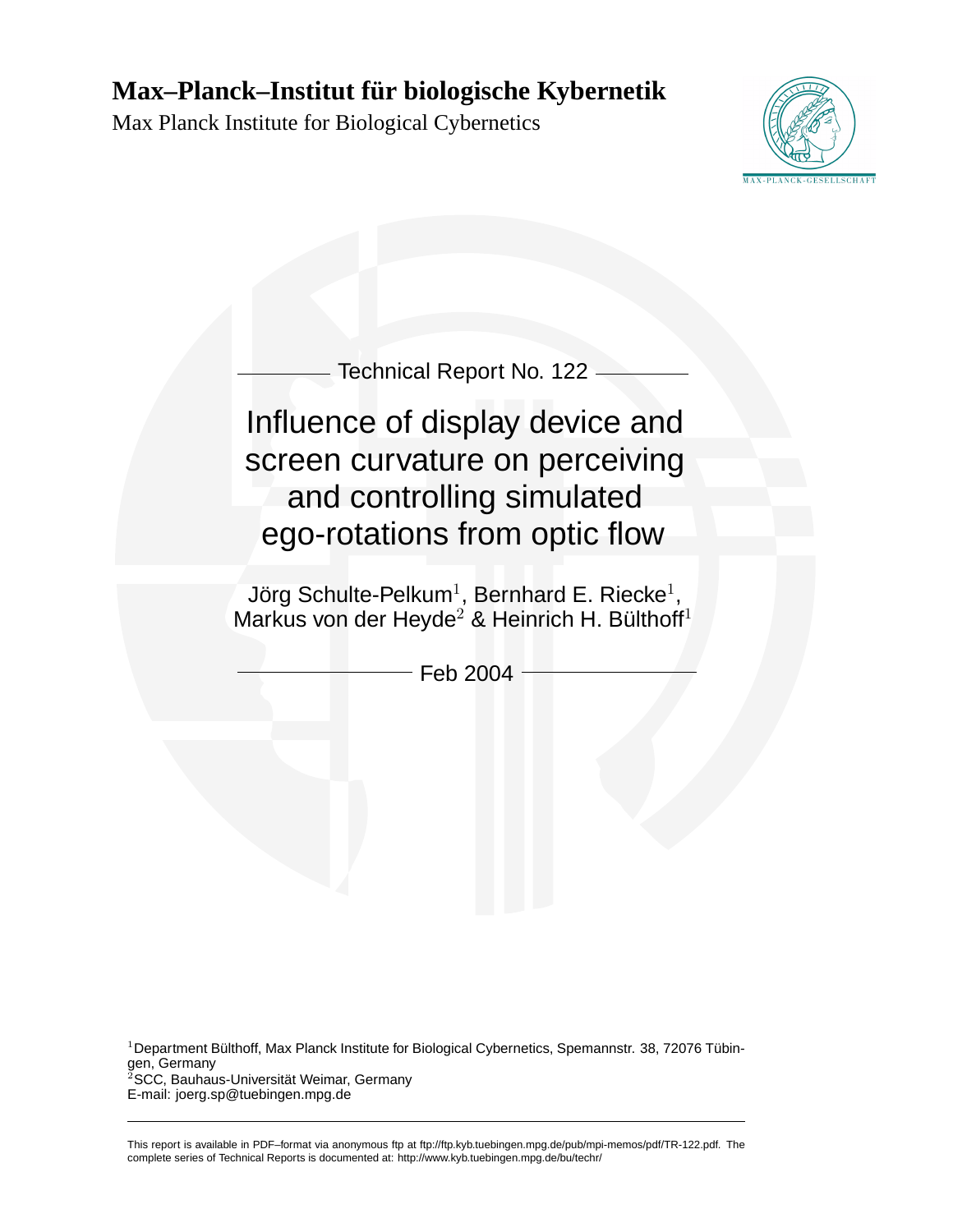# Max–Planck–Institut für biologische Kybernetik

Max Planck Institute for Biological Cybernetics

Technical Report No. 122

# Influence of display device and screen curvature on perceiving and controlling simulated ego-rotations from optic flow

Jörg Schulte-Pelkum[1], Bernhard E. Riecke[1], Markus von der Heyde[2] & Heinrich H. Bülthoff[1]

Feb 2004

[1]Department Bülthoff, Max Planck Institute for Biological Cybernetics, Spemannstr. 38, 72076 Tübingen, Germany
[2]SCC, Bauhaus-Universität Weimar, Germany
E-mail: joerg.sp@tuebingen.mpg.de

---

This report is available in PDF–format via anonymous ftp at ftp://ftp.kyb.tuebingen.mpg.de/pub/mpi-memos/pdf/TR-122.pdf. The complete series of Technical Reports is documented at: http://www.kyb.tuebingen.mpg.de/bu/techr/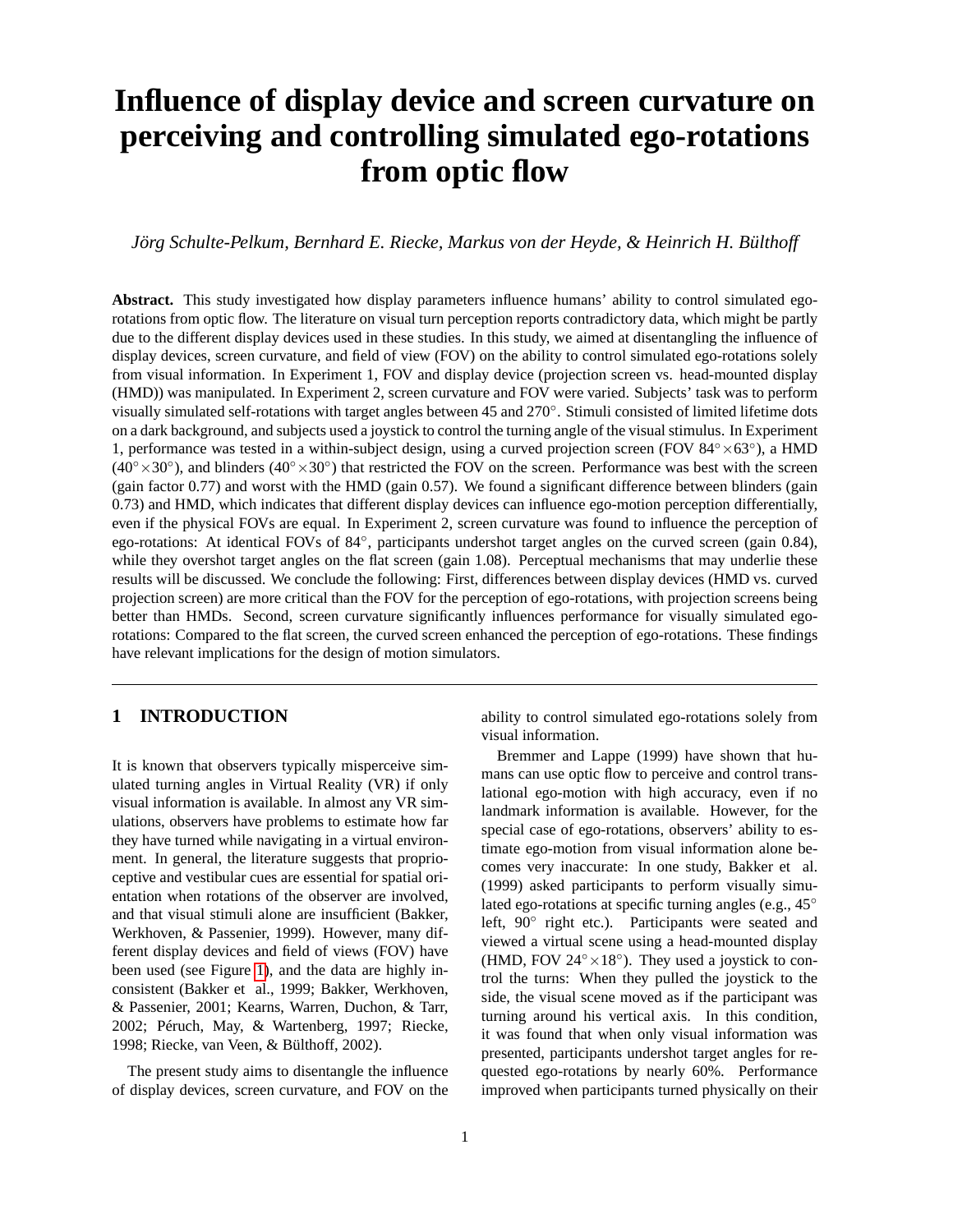# Influence of display device and screen curvature on perceiving and controlling simulated ego-rotations from optic flow

*Jörg Schulte-Pelkum, Bernhard E. Riecke, Markus von der Heyde, & Heinrich H. Bülthoff*

**Abstract.** This study investigated how display parameters influence humans' ability to control simulated ego-rotations from optic flow. The literature on visual turn perception reports contradictory data, which might be partly due to the different display devices used in these studies. In this study, we aimed at disentangling the influence of display devices, screen curvature, and field of view (FOV) on the ability to control simulated ego-rotations solely from visual information. In Experiment 1, FOV and display device (projection screen vs. head-mounted display (HMD)) was manipulated. In Experiment 2, screen curvature and FOV were varied. Subjects' task was to perform visually simulated self-rotations with target angles between 45 and 270°. Stimuli consisted of limited lifetime dots on a dark background, and subjects used a joystick to control the turning angle of the visual stimulus. In Experiment 1, performance was tested in a within-subject design, using a curved projection screen (FOV 84°×63°), a HMD (40°×30°), and blinders (40°×30°) that restricted the FOV on the screen. Performance was best with the screen (gain factor 0.77) and worst with the HMD (gain 0.57). We found a significant difference between blinders (gain 0.73) and HMD, which indicates that different display devices can influence ego-motion perception differentially, even if the physical FOVs are equal. In Experiment 2, screen curvature was found to influence the perception of ego-rotations: At identical FOVs of 84°, participants undershot target angles on the curved screen (gain 0.84), while they overshot target angles on the flat screen (gain 1.08). Perceptual mechanisms that may underlie these results will be discussed. We conclude the following: First, differences between display devices (HMD vs. curved projection screen) are more critical than the FOV for the perception of ego-rotations, with projection screens being better than HMDs. Second, screen curvature significantly influences performance for visually simulated ego-rotations: Compared to the flat screen, the curved screen enhanced the perception of ego-rotations. These findings have relevant implications for the design of motion simulators.

## 1 INTRODUCTION

It is known that observers typically misperceive simulated turning angles in Virtual Reality (VR) if only visual information is available. In almost any VR simulations, observers have problems to estimate how far they have turned while navigating in a virtual environment. In general, the literature suggests that proprioceptive and vestibular cues are essential for spatial orientation when rotations of the observer are involved, and that visual stimuli alone are insufficient (Bakker, Werkhoven, & Passenier, 1999). However, many different display devices and field of views (FOV) have been used (see Figure 1), and the data are highly inconsistent (Bakker et al., 1999; Bakker, Werkhoven, & Passenier, 2001; Kearns, Warren, Duchon, & Tarr, 2002; Péruch, May, & Wartenberg, 1997; Riecke, 1998; Riecke, van Veen, & Bülthoff, 2002).

The present study aims to disentangle the influence of display devices, screen curvature, and FOV on the ability to control simulated ego-rotations solely from visual information.

Bremmer and Lappe (1999) have shown that humans can use optic flow to perceive and control translational ego-motion with high accuracy, even if no landmark information is available. However, for the special case of ego-rotations, observers' ability to estimate ego-motion from visual information alone becomes very inaccurate: In one study, Bakker et al. (1999) asked participants to perform visually simulated ego-rotations at specific turning angles (e.g., 45° left, 90° right etc.). Participants were seated and viewed a virtual scene using a head-mounted display (HMD, FOV 24°×18°). They used a joystick to control the turns: When they pulled the joystick to the side, the visual scene moved as if the participant was turning around his vertical axis. In this condition, it was found that when only visual information was presented, participants undershot target angles for requested ego-rotations by nearly 60%. Performance improved when participants turned physically on their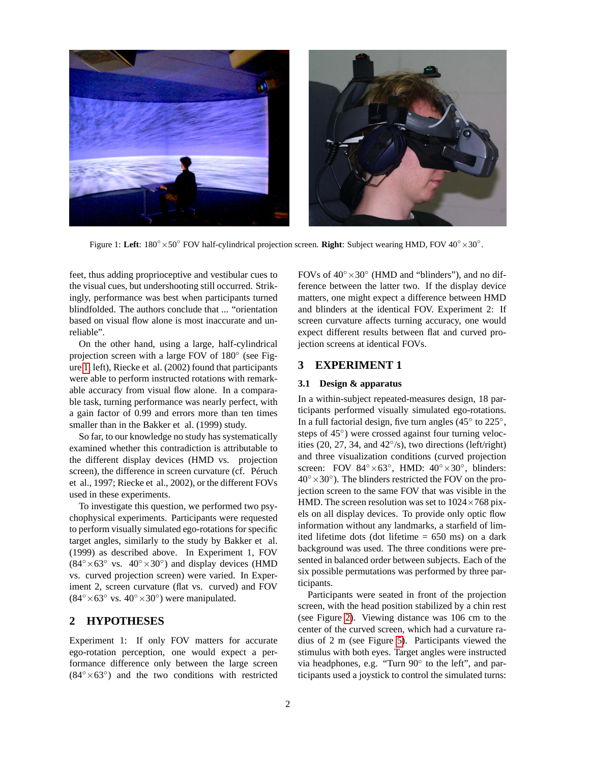Figure 1: **Left**: $180^\circ \times 50^\circ$ FOV half-cylindrical projection screen. **Right**: Subject wearing HMD, FOV $40^\circ \times 30^\circ$.

feet, thus adding proprioceptive and vestibular cues to the visual cues, but undershooting still occurred. Strikingly, performance was best when participants turned blindfolded. The authors conclude that ... "orientation based on visual flow alone is most inaccurate and unreliable".

On the other hand, using a large, half-cylindrical projection screen with a large FOV of 180° (see Figure 1 left), Riecke et al. (2002) found that participants were able to perform instructed rotations with remarkable accuracy from visual flow alone. In a comparable task, turning performance was nearly perfect, with a gain factor of 0.99 and errors more than ten times smaller than in the Bakker et al. (1999) study.

So far, to our knowledge no study has systematically examined whether this contradiction is attributable to the different display devices (HMD vs. projection screen), the difference in screen curvature (cf. Péruch et al., 1997; Riecke et al., 2002), or the different FOVs used in these experiments.

To investigate this question, we performed two psychophysical experiments. Participants were requested to perform visually simulated ego-rotations for specific target angles, similarly to the study by Bakker et al. (1999) as described above. In Experiment 1, FOV ($84^\circ \times 63^\circ$ vs. $40^\circ \times 30^\circ$) and display devices (HMD vs. curved projection screen) were varied. In Experiment 2, screen curvature (flat vs. curved) and FOV ($84^\circ \times 63^\circ$ vs. $40^\circ \times 30^\circ$) were manipulated.

## 2 HYPOTHESES

Experiment 1: If only FOV matters for accurate ego-rotation perception, one would expect a performance difference only between the large screen ($84^\circ \times 63^\circ$) and the two conditions with restricted FOVs of $40^\circ \times 30^\circ$ (HMD and "blinders"), and no difference between the latter two. If the display device matters, one might expect a difference between HMD and blinders at the identical FOV. Experiment 2: If screen curvature affects turning accuracy, one would expect different results between flat and curved projection screens at identical FOVs.

## 3 EXPERIMENT 1

### 3.1 Design & apparatus

In a within-subject repeated-measures design, 18 participants performed visually simulated ego-rotations. In a full factorial design, five turn angles (45° to 225°, steps of 45°) were crossed against four turning velocities (20, 27, 34, and 42°/s), two directions (left/right) and three visualization conditions (curved projection screen: FOV $84^\circ \times 63^\circ$, HMD: $40^\circ \times 30^\circ$, blinders: $40^\circ \times 30^\circ$). The blinders restricted the FOV on the projection screen to the same FOV that was visible in the HMD. The screen resolution was set to $1024 \times 768$ pixels on all display devices. To provide only optic flow information without any landmarks, a starfield of limited lifetime dots (dot lifetime = 650 ms) on a dark background was used. The three conditions were presented in balanced order between subjects. Each of the six possible permutations was performed by three participants.

Participants were seated in front of the projection screen, with the head position stabilized by a chin rest (see Figure 2). Viewing distance was 106 cm to the center of the curved screen, which had a curvature radius of 2 m (see Figure 5). Participants viewed the stimulus with both eyes. Target angles were instructed via headphones, e.g. "Turn 90° to the left", and participants used a joystick to control the simulated turns: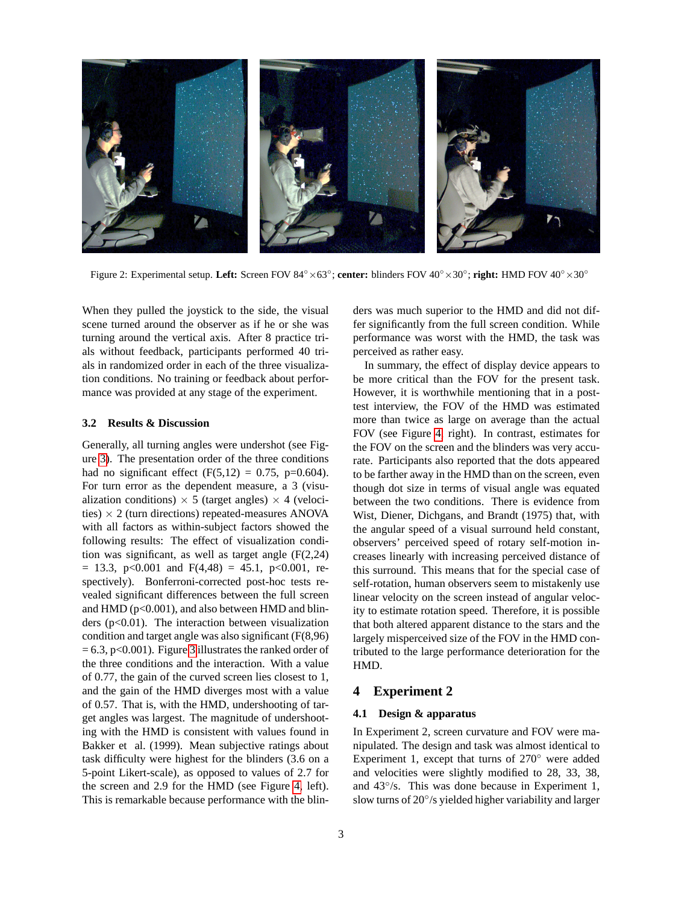Figure 2: Experimental setup. **Left:** Screen FOV 84°×63°; **center:** blinders FOV 40°×30°; **right:** HMD FOV 40°×30°

When they pulled the joystick to the side, the visual scene turned around the observer as if he or she was turning around the vertical axis. After 8 practice trials without feedback, participants performed 40 trials in randomized order in each of the three visualization conditions. No training or feedback about performance was provided at any stage of the experiment.

### 3.2 Results & Discussion

Generally, all turning angles were undershot (see Figure 3). The presentation order of the three conditions had no significant effect ($F(5,12) = 0.75$, $p=0.604$). For turn error as the dependent measure, a 3 (visualization conditions) × 5 (target angles) × 4 (velocities) × 2 (turn directions) repeated-measures ANOVA with all factors as within-subject factors showed the following results: The effect of visualization condition was significant, as well as target angle ($F(2,24) = 13.3$, $p<0.001$ and $F(4,48) = 45.1$, $p<0.001$, respectively). Bonferroni-corrected post-hoc tests revealed significant differences between the full screen and HMD ($p<0.001$), and also between HMD and blinders ($p<0.01$). The interaction between visualization condition and target angle was also significant ($F(8,96) = 6.3$, $p<0.001$). Figure 3 illustrates the ranked order of the three conditions and the interaction. With a value of 0.77, the gain of the curved screen lies closest to 1, and the gain of the HMD diverges most with a value of 0.57. That is, with the HMD, undershooting of target angles was largest. The magnitude of undershooting with the HMD is consistent with values found in Bakker et al. (1999). Mean subjective ratings about task difficulty were highest for the blinders (3.6 on a 5-point Likert-scale), as opposed to values of 2.7 for the screen and 2.9 for the HMD (see Figure 4, left). This is remarkable because performance with the blinders was much superior to the HMD and did not differ significantly from the full screen condition. While performance was worst with the HMD, the task was perceived as rather easy.

In summary, the effect of display device appears to be more critical than the FOV for the present task. However, it is worthwhile mentioning that in a post-test interview, the FOV of the HMD was estimated more than twice as large on average than the actual FOV (see Figure 4, right). In contrast, estimates for the FOV on the screen and the blinders was very accurate. Participants also reported that the dots appeared to be farther away in the HMD than on the screen, even though dot size in terms of visual angle was equated between the two conditions. There is evidence from Wist, Diener, Dichgans, and Brandt (1975) that, with the angular speed of a visual surround held constant, observers' perceived speed of rotary self-motion increases linearly with increasing perceived distance of this surround. This means that for the special case of self-rotation, human observers seem to mistakenly use linear velocity on the screen instead of angular velocity to estimate rotation speed. Therefore, it is possible that both altered apparent distance to the stars and the largely misperceived size of the FOV in the HMD contributed to the large performance deterioration for the HMD.

## 4 Experiment 2

### 4.1 Design & apparatus

In Experiment 2, screen curvature and FOV were manipulated. The design and task was almost identical to Experiment 1, except that turns of 270° were added and velocities were slightly modified to 28, 33, 38, and 43°/s. This was done because in Experiment 1, slow turns of 20°/s yielded higher variability and larger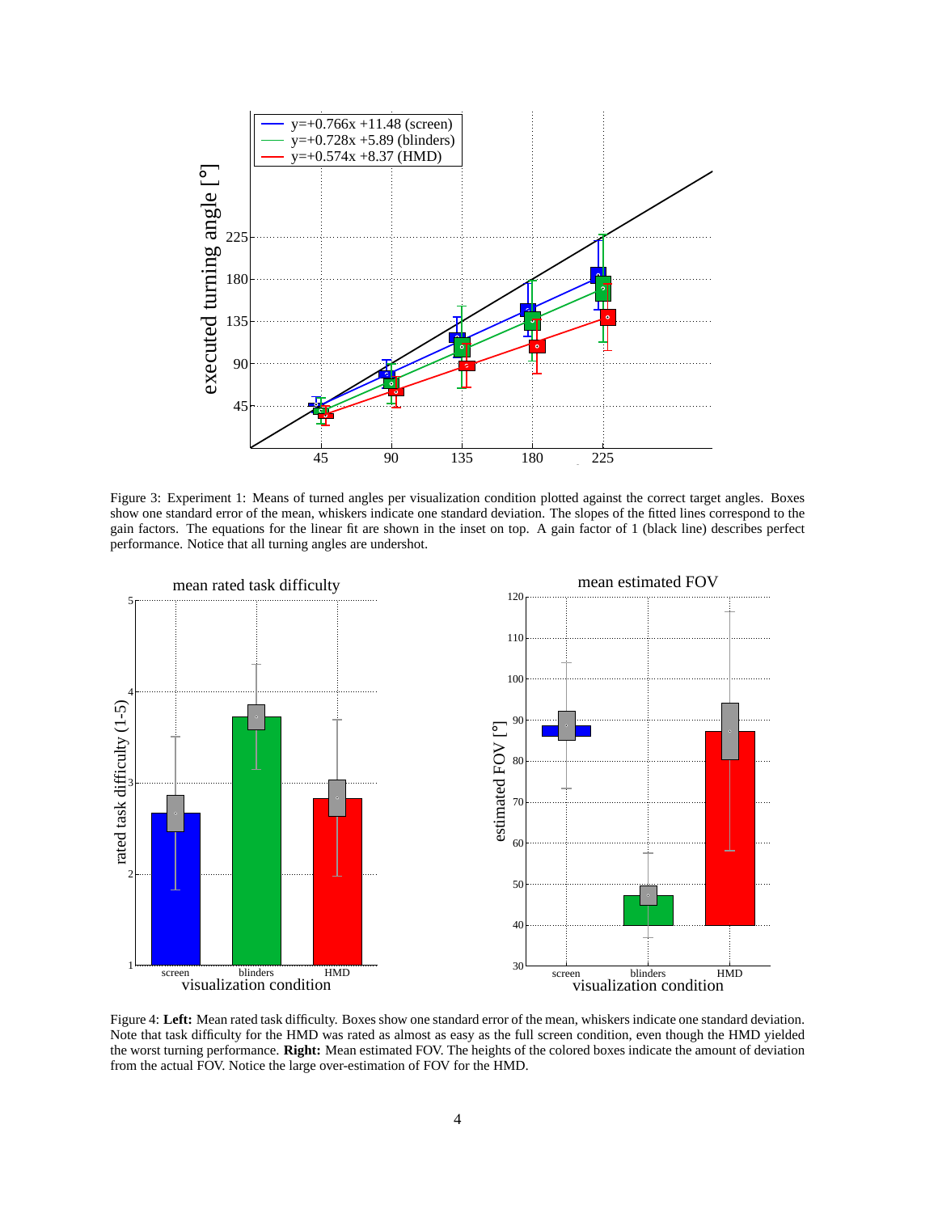Figure 3: Experiment 1: Means of turned angles per visualization condition plotted against the correct target angles. Boxes show one standard error of the mean, whiskers indicate one standard deviation. The slopes of the fitted lines correspond to the gain factors. The equations for the linear fit are shown in the inset on top. A gain factor of 1 (black line) describes perfect performance. Notice that all turning angles are undershot.

Figure 4: **Left:** Mean rated task difficulty. Boxes show one standard error of the mean, whiskers indicate one standard deviation. Note that task difficulty for the HMD was rated as almost as easy as the full screen condition, even though the HMD yielded the worst turning performance. **Right:** Mean estimated FOV. The heights of the colored boxes indicate the amount of deviation from the actual FOV. Notice the large over-estimation of FOV for the HMD.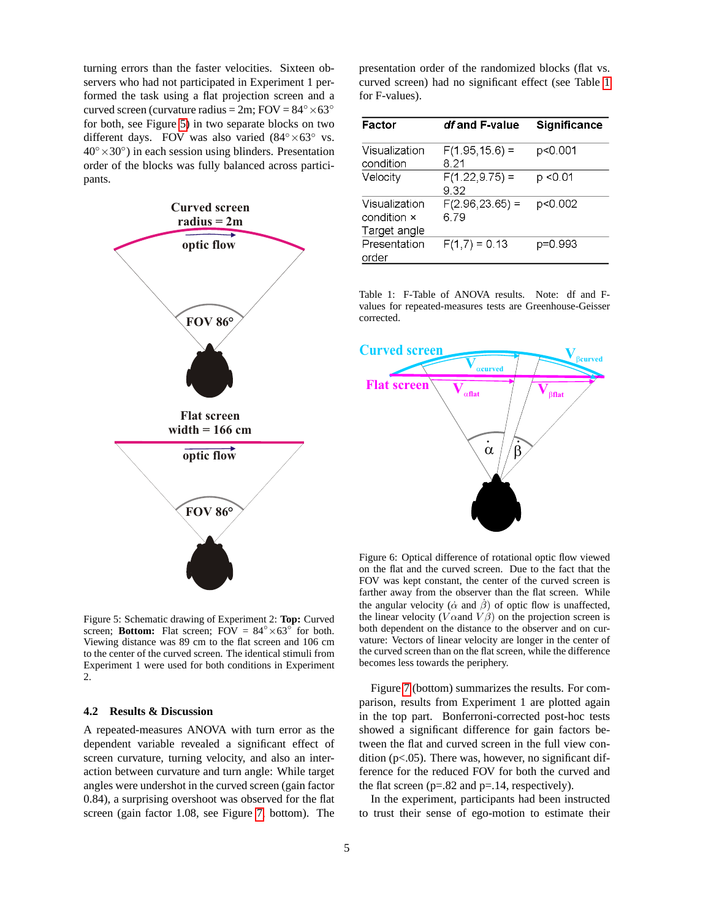turning errors than the faster velocities. Sixteen observers who had not participated in Experiment 1 performed the task using a flat projection screen and a curved screen (curvature radius = 2m; FOV = $84^\circ \times 63^\circ$ for both, see Figure 5) in two separate blocks on two different days. FOV was also varied ($84^\circ \times 63^\circ$ vs. $40^\circ \times 30^\circ$) in each session using blinders. Presentation order of the blocks was fully balanced across participants.

Figure 5: Schematic drawing of Experiment 2: **Top:** Curved screen; **Bottom:** Flat screen; FOV = $84^\circ \times 63^\circ$ for both. Viewing distance was 89 cm to the flat screen and 106 cm to the center of the curved screen. The identical stimuli from Experiment 1 were used for both conditions in Experiment 2.

### 4.2 Results & Discussion

A repeated-measures ANOVA with turn error as the dependent variable revealed a significant effect of screen curvature, turning velocity, and also an interaction between curvature and turn angle: While target angles were undershot in the curved screen (gain factor 0.84), a surprising overshoot was observed for the flat screen (gain factor 1.08, see Figure 7 bottom). The presentation order of the randomized blocks (flat vs. curved screen) had no significant effect (see Table 1 for F-values).

| Factor | *df* and F-value | Significance |
|---|---|---|
| Visualization condition | $F(1.95, 15.6) = 8.21$ | $p<0.001$ |
| Velocity | $F(1.22, 9.75) = 9.32$ | $p<0.01$ |
| Visualization condition × Target angle | $F(2.96, 23.65) = 6.79$ | $p<0.002$ |
| Presentation order | $F(1, 7) = 0.13$ | $p=0.993$ |

Table 1: F-Table of ANOVA results. Note: df and F-values for repeated-measures tests are Greenhouse-Geisser corrected.

Figure 6: Optical difference of rotational optic flow viewed on the flat and the curved screen. Due to the fact that the FOV was kept constant, the center of the curved screen is farther away from the observer than the flat screen. While the angular velocity ($\dot{\alpha}$ and $\dot{\beta}$) of optic flow is unaffected, the linear velocity ($V\alpha$ and $V\beta$) on the projection screen is both dependent on the distance to the observer and on curvature: Vectors of linear velocity are longer in the center of the curved screen than on the flat screen, while the difference becomes less towards the periphery.

Figure 7 (bottom) summarizes the results. For comparison, results from Experiment 1 are plotted again in the top part. Bonferroni-corrected post-hoc tests showed a significant difference for gain factors between the flat and curved screen in the full view condition ($p<.05$). There was, however, no significant difference for the reduced FOV for both the curved and the flat screen ($p=.82$ and $p=.14$, respectively).

In the experiment, participants had been instructed to trust their sense of ego-motion to estimate their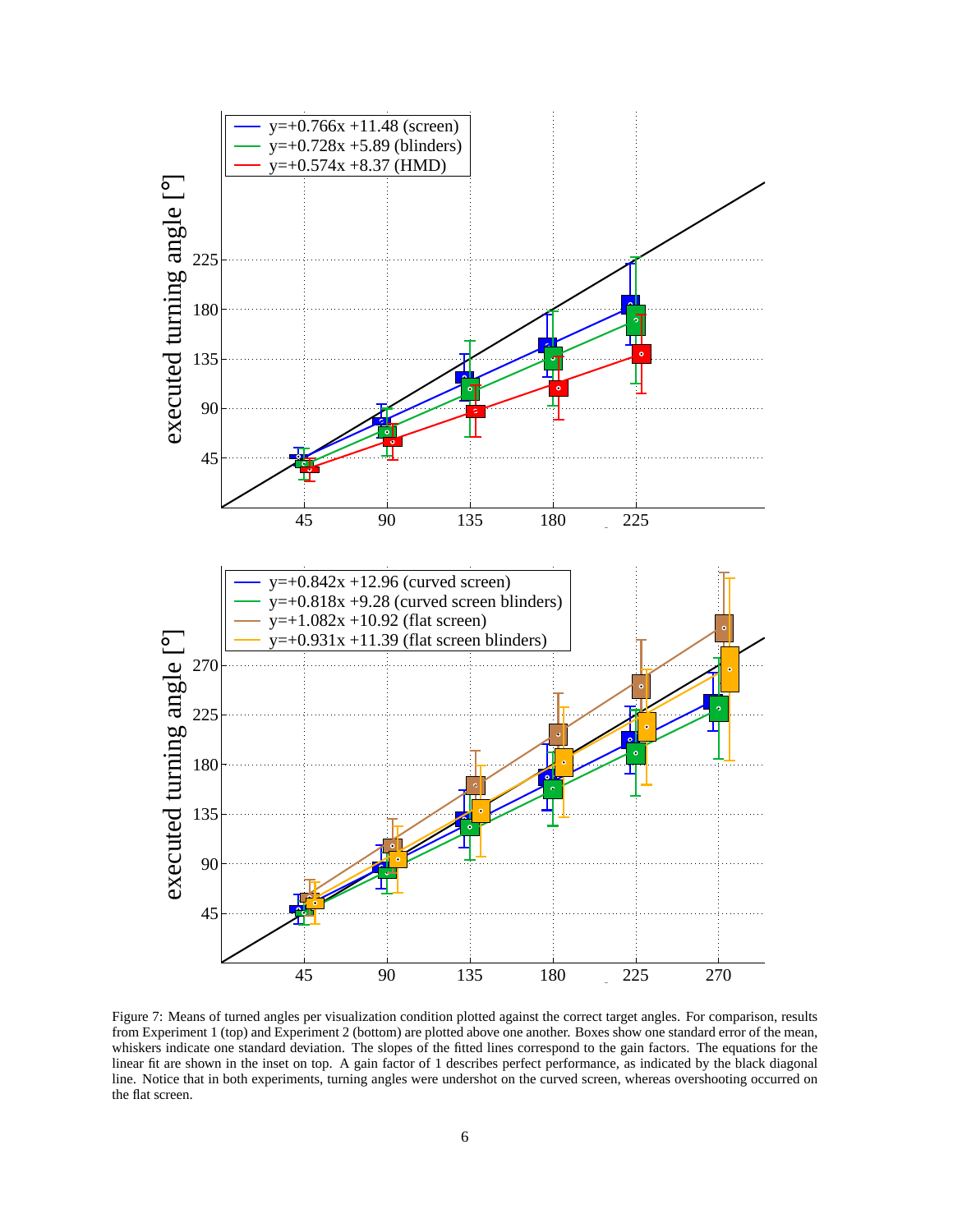Figure 7: Means of turned angles per visualization condition plotted against the correct target angles. For comparison, results from Experiment 1 (top) and Experiment 2 (bottom) are plotted above one another. Boxes show one standard error of the mean, whiskers indicate one standard deviation. The slopes of the fitted lines correspond to the gain factors. The equations for the linear fit are shown in the inset on top. A gain factor of 1 describes perfect performance, as indicated by the black diagonal line. Notice that in both experiments, turning angles were undershot on the curved screen, whereas overshooting occurred on the flat screen.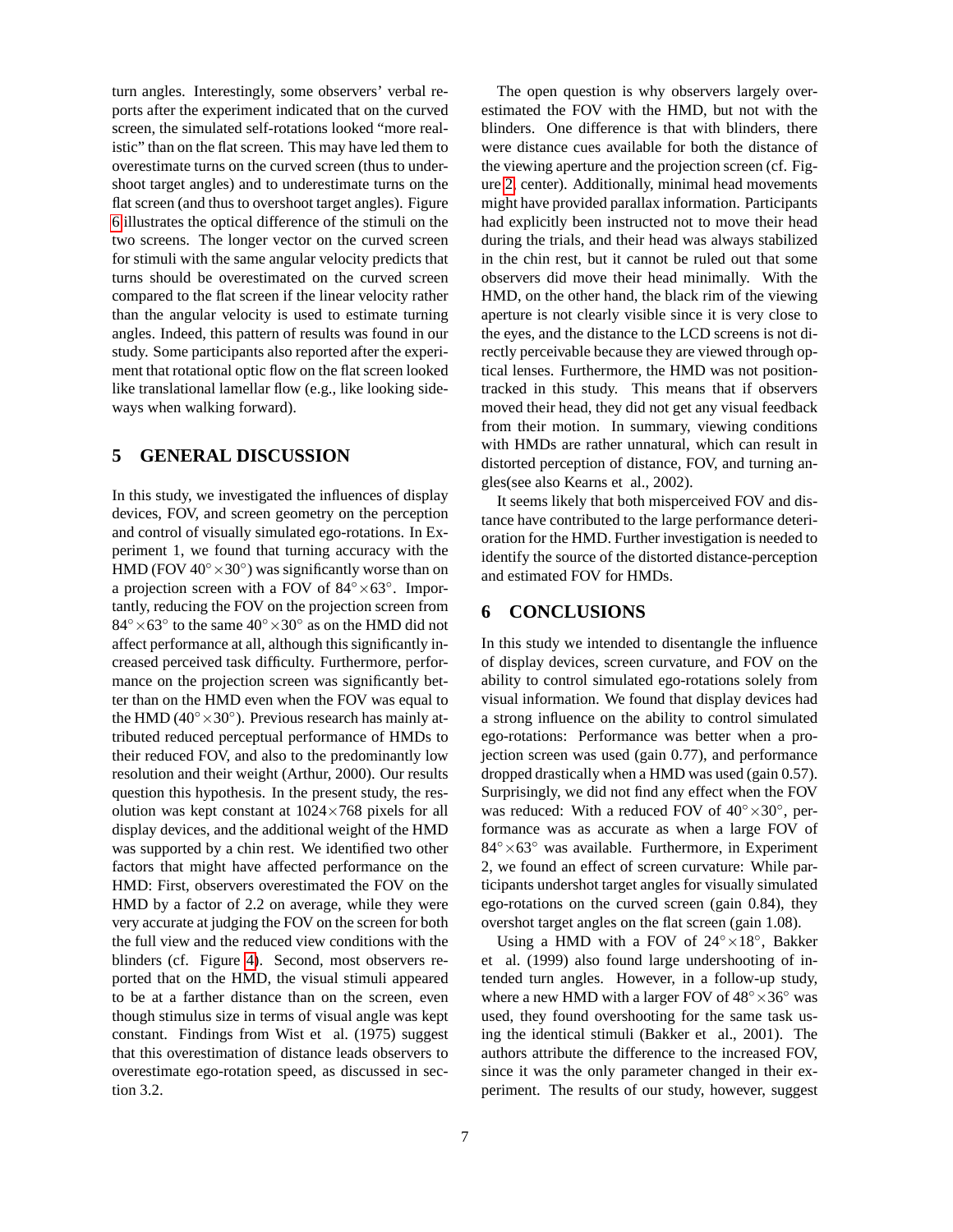turn angles. Interestingly, some observers' verbal reports after the experiment indicated that on the curved screen, the simulated self-rotations looked "more realistic" than on the flat screen. This may have led them to overestimate turns on the curved screen (thus to undershoot target angles) and to underestimate turns on the flat screen (and thus to overshoot target angles). Figure 6 illustrates the optical difference of the stimuli on the two screens. The longer vector on the curved screen for stimuli with the same angular velocity predicts that turns should be overestimated on the curved screen compared to the flat screen if the linear velocity rather than the angular velocity is used to estimate turning angles. Indeed, this pattern of results was found in our study. Some participants also reported after the experiment that rotational optic flow on the flat screen looked like translational lamellar flow (e.g., like looking sideways when walking forward).

## 5 GENERAL DISCUSSION

In this study, we investigated the influences of display devices, FOV, and screen geometry on the perception and control of visually simulated ego-rotations. In Experiment 1, we found that turning accuracy with the HMD (FOV $40^\circ\times30^\circ$) was significantly worse than on a projection screen with a FOV of $84^\circ\times63^\circ$. Importantly, reducing the FOV on the projection screen from $84^\circ\times63^\circ$ to the same $40^\circ\times30^\circ$ as on the HMD did not affect performance at all, although this significantly increased perceived task difficulty. Furthermore, performance on the projection screen was significantly better than on the HMD even when the FOV was equal to the HMD ($40^\circ\times30^\circ$). Previous research has mainly attributed reduced perceptual performance of HMDs to their reduced FOV, and also to the predominantly low resolution and their weight (Arthur, 2000). Our results question this hypothesis. In the present study, the resolution was kept constant at $1024\times768$ pixels for all display devices, and the additional weight of the HMD was supported by a chin rest. We identified two other factors that might have affected performance on the HMD: First, observers overestimated the FOV on the HMD by a factor of 2.2 on average, while they were very accurate at judging the FOV on the screen for both the full view and the reduced view conditions with the blinders (cf. Figure 4). Second, most observers reported that on the HMD, the visual stimuli appeared to be at a farther distance than on the screen, even though stimulus size in terms of visual angle was kept constant. Findings from Wist et al. (1975) suggest that this overestimation of distance leads observers to overestimate ego-rotation speed, as discussed in section 3.2.

The open question is why observers largely overestimated the FOV with the HMD, but not with the blinders. One difference is that with blinders, there were distance cues available for both the distance of the viewing aperture and the projection screen (cf. Figure 2, center). Additionally, minimal head movements might have provided parallax information. Participants had explicitly been instructed not to move their head during the trials, and their head was always stabilized in the chin rest, but it cannot be ruled out that some observers did move their head minimally. With the HMD, on the other hand, the black rim of the viewing aperture is not clearly visible since it is very close to the eyes, and the distance to the LCD screens is not directly perceivable because they are viewed through optical lenses. Furthermore, the HMD was not position-tracked in this study. This means that if observers moved their head, they did not get any visual feedback from their motion. In summary, viewing conditions with HMDs are rather unnatural, which can result in distorted perception of distance, FOV, and turning angles(see also Kearns et al., 2002).

It seems likely that both misperceived FOV and distance have contributed to the large performance deterioration for the HMD. Further investigation is needed to identify the source of the distorted distance-perception and estimated FOV for HMDs.

## 6 CONCLUSIONS

In this study we intended to disentangle the influence of display devices, screen curvature, and FOV on the ability to control simulated ego-rotations solely from visual information. We found that display devices had a strong influence on the ability to control simulated ego-rotations: Performance was better when a projection screen was used (gain 0.77), and performance dropped drastically when a HMD was used (gain 0.57). Surprisingly, we did not find any effect when the FOV was reduced: With a reduced FOV of $40^\circ\times30^\circ$, performance was as accurate as when a large FOV of $84^\circ\times63^\circ$ was available. Furthermore, in Experiment 2, we found an effect of screen curvature: While participants undershot target angles for visually simulated ego-rotations on the curved screen (gain 0.84), they overshot target angles on the flat screen (gain 1.08).

Using a HMD with a FOV of $24^\circ\times18^\circ$, Bakker et al. (1999) also found large undershooting of intended turn angles. However, in a follow-up study, where a new HMD with a larger FOV of $48^\circ\times36^\circ$ was used, they found overshooting for the same task using the identical stimuli (Bakker et al., 2001). The authors attribute the difference to the increased FOV, since it was the only parameter changed in their experiment. The results of our study, however, suggest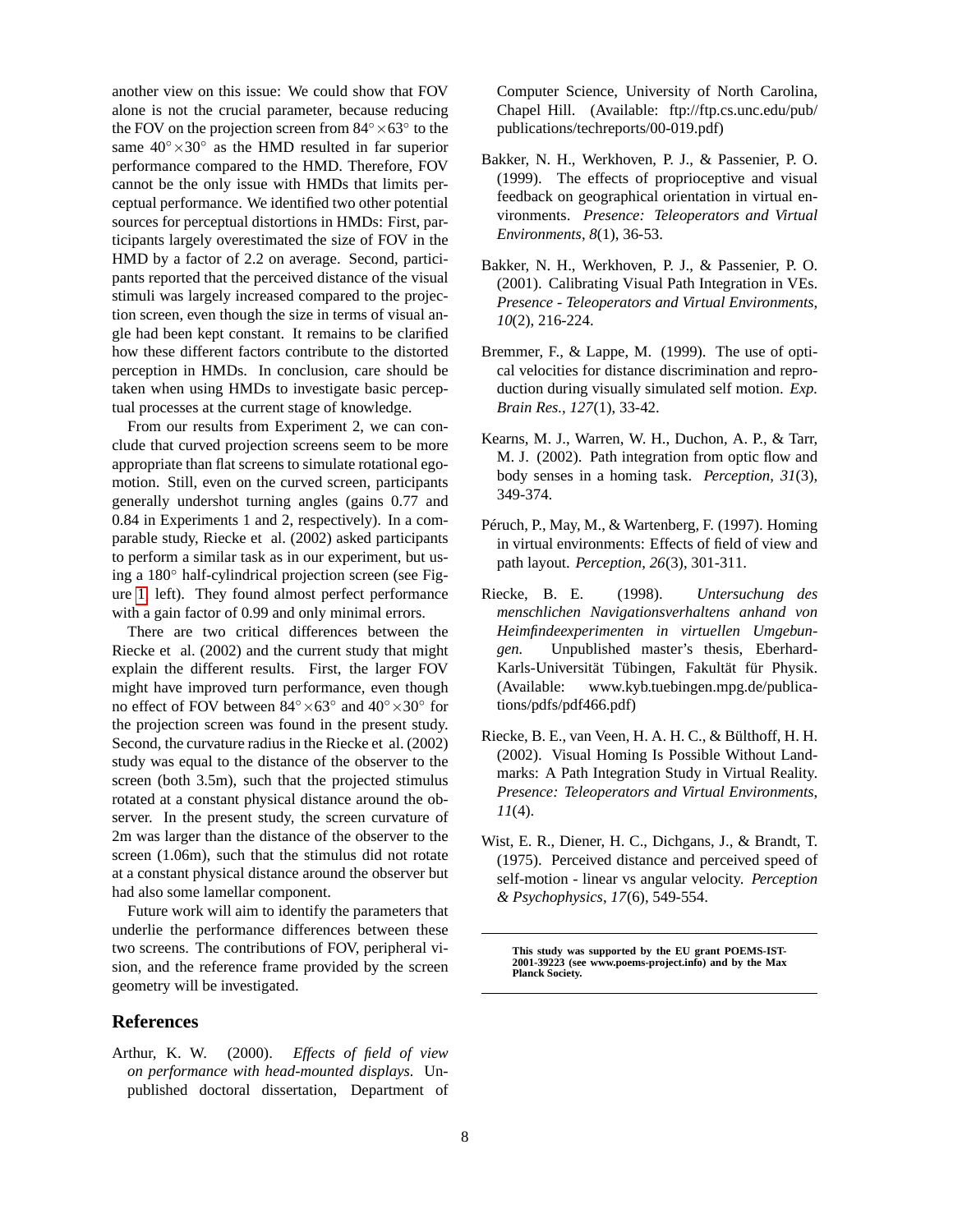another view on this issue: We could show that FOV alone is not the crucial parameter, because reducing the FOV on the projection screen from $84^\circ \times 63^\circ$ to the same $40^\circ \times 30^\circ$ as the HMD resulted in far superior performance compared to the HMD. Therefore, FOV cannot be the only issue with HMDs that limits perceptual performance. We identified two other potential sources for perceptual distortions in HMDs: First, participants largely overestimated the size of FOV in the HMD by a factor of 2.2 on average. Second, participants reported that the perceived distance of the visual stimuli was largely increased compared to the projection screen, even though the size in terms of visual angle had been kept constant. It remains to be clarified how these different factors contribute to the distorted perception in HMDs. In conclusion, care should be taken when using HMDs to investigate basic perceptual processes at the current stage of knowledge.

From our results from Experiment 2, we can conclude that curved projection screens seem to be more appropriate than flat screens to simulate rotational egomotion. Still, even on the curved screen, participants generally undershot turning angles (gains 0.77 and 0.84 in Experiments 1 and 2, respectively). In a comparable study, Riecke et al. (2002) asked participants to perform a similar task as in our experiment, but using a $180^\circ$ half-cylindrical projection screen (see Figure 1 left). They found almost perfect performance with a gain factor of 0.99 and only minimal errors.

There are two critical differences between the Riecke et al. (2002) and the current study that might explain the different results. First, the larger FOV might have improved turn performance, even though no effect of FOV between $84^\circ \times 63^\circ$ and $40^\circ \times 30^\circ$ for the projection screen was found in the present study. Second, the curvature radius in the Riecke et al. (2002) study was equal to the distance of the observer to the screen (both 3.5m), such that the projected stimulus rotated at a constant physical distance around the observer. In the present study, the screen curvature of 2m was larger than the distance of the observer to the screen (1.06m), such that the stimulus did not rotate at a constant physical distance around the observer but had also some lamellar component.

Future work will aim to identify the parameters that underlie the performance differences between these two screens. The contributions of FOV, peripheral vision, and the reference frame provided by the screen geometry will be investigated.

## References

Arthur, K. W. (2000). *Effects of field of view on performance with head-mounted displays.* Unpublished doctoral dissertation, Department of Computer Science, University of North Carolina, Chapel Hill. (Available: ftp://ftp.cs.unc.edu/pub/publications/techreports/00-019.pdf)

Bakker, N. H., Werkhoven, P. J., & Passenier, P. O. (1999). The effects of proprioceptive and visual feedback on geographical orientation in virtual environments. *Presence: Teleoperators and Virtual Environments*, *8*(1), 36-53.

Bakker, N. H., Werkhoven, P. J., & Passenier, P. O. (2001). Calibrating Visual Path Integration in VEs. *Presence - Teleoperators and Virtual Environments*, *10*(2), 216-224.

Bremmer, F., & Lappe, M. (1999). The use of optical velocities for distance discrimination and reproduction during visually simulated self motion. *Exp. Brain Res.*, *127*(1), 33-42.

Kearns, M. J., Warren, W. H., Duchon, A. P., & Tarr, M. J. (2002). Path integration from optic flow and body senses in a homing task. *Perception*, *31*(3), 349-374.

Péruch, P., May, M., & Wartenberg, F. (1997). Homing in virtual environments: Effects of field of view and path layout. *Perception*, *26*(3), 301-311.

Riecke, B. E. (1998). *Untersuchung des menschlichen Navigationsverhaltens anhand von Heimfindeexperimenten in virtuellen Umgebungen.* Unpublished master's thesis, Eberhard-Karls-Universität Tübingen, Fakultät für Physik. (Available: www.kyb.tuebingen.mpg.de/publications/pdfs/pdf466.pdf)

Riecke, B. E., van Veen, H. A. H. C., & Bülthoff, H. H. (2002). Visual Homing Is Possible Without Landmarks: A Path Integration Study in Virtual Reality. *Presence: Teleoperators and Virtual Environments*, *11*(4).

Wist, E. R., Diener, H. C., Dichgans, J., & Brandt, T. (1975). Perceived distance and perceived speed of self-motion - linear vs angular velocity. *Perception & Psychophysics*, *17*(6), 549-554.

---

**This study was supported by the EU grant POEMS-IST-2001-39223 (see www.poems-project.info) and by the Max Planck Society.**

---